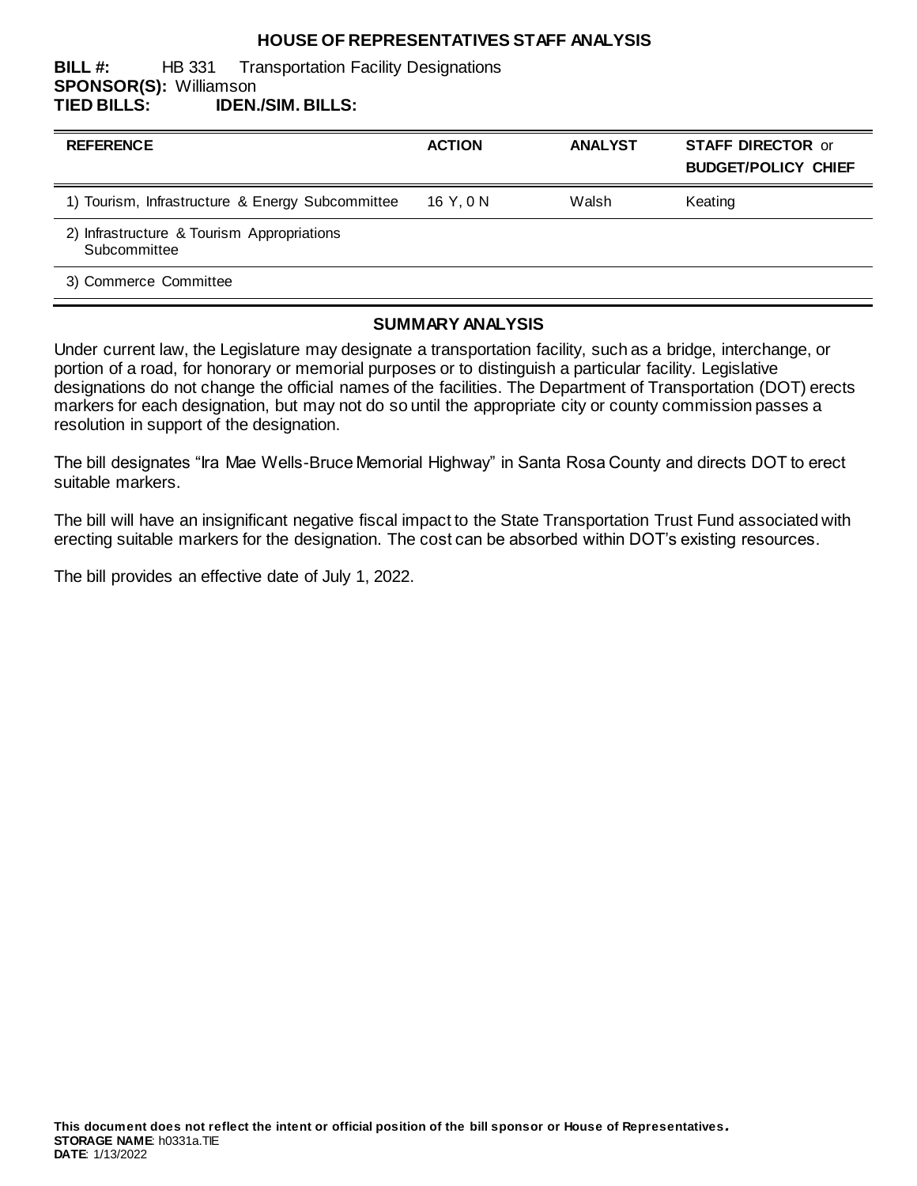# HOUSE OF REPRESENTATIVES STAFF ANALYSIS

**BILL #:** HB 331 Transportation Facility Designations
**SPONSOR(S):** Williamson
**TIED BILLS:** **IDEN./SIM. BILLS:**

| REFERENCE | ACTION | ANALYST | STAFF DIRECTOR or BUDGET/POLICY CHIEF |
|---|---|---|---|
| 1) Tourism, Infrastructure & Energy Subcommittee | 16 Y, 0 N | Walsh | Keating |
| 2) Infrastructure & Tourism Appropriations Subcommittee | | | |
| 3) Commerce Committee | | | |

## SUMMARY ANALYSIS

Under current law, the Legislature may designate a transportation facility, such as a bridge, interchange, or portion of a road, for honorary or memorial purposes or to distinguish a particular facility. Legislative designations do not change the official names of the facilities. The Department of Transportation (DOT) erects markers for each designation, but may not do so until the appropriate city or county commission passes a resolution in support of the designation.

The bill designates "Ira Mae Wells-Bruce Memorial Highway" in Santa Rosa County and directs DOT to erect suitable markers.

The bill will have an insignificant negative fiscal impact to the State Transportation Trust Fund associated with erecting suitable markers for the designation. The cost can be absorbed within DOT's existing resources.

The bill provides an effective date of July 1, 2022.

**This document does not reflect the intent or official position of the bill sponsor or House of Representatives.**
**STORAGE NAME**: h0331a.TIE
**DATE**: 1/13/2022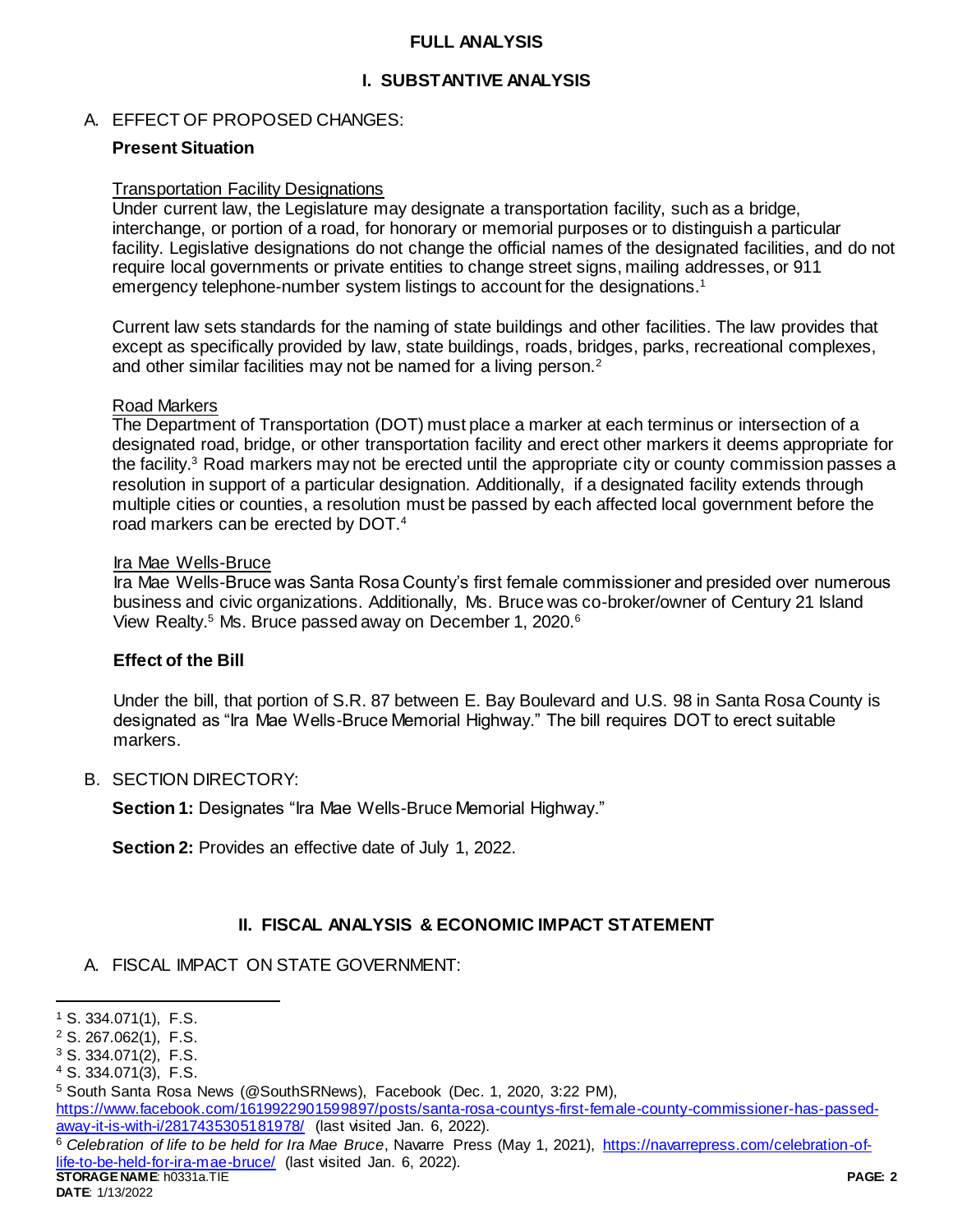# FULL ANALYSIS

## I. SUBSTANTIVE ANALYSIS

### A. EFFECT OF PROPOSED CHANGES:

**Present Situation**

Transportation Facility Designations

Under current law, the Legislature may designate a transportation facility, such as a bridge, interchange, or portion of a road, for honorary or memorial purposes or to distinguish a particular facility. Legislative designations do not change the official names of the designated facilities, and do not require local governments or private entities to change street signs, mailing addresses, or 911 emergency telephone-number system listings to account for the designations.[1]

Current law sets standards for the naming of state buildings and other facilities. The law provides that except as specifically provided by law, state buildings, roads, bridges, parks, recreational complexes, and other similar facilities may not be named for a living person.[2]

Road Markers

The Department of Transportation (DOT) must place a marker at each terminus or intersection of a designated road, bridge, or other transportation facility and erect other markers it deems appropriate for the facility.[3] Road markers may not be erected until the appropriate city or county commission passes a resolution in support of a particular designation. Additionally, if a designated facility extends through multiple cities or counties, a resolution must be passed by each affected local government before the road markers can be erected by DOT.[4]

Ira Mae Wells-Bruce

Ira Mae Wells-Bruce was Santa Rosa County's first female commissioner and presided over numerous business and civic organizations. Additionally, Ms. Bruce was co-broker/owner of Century 21 Island View Realty.[5] Ms. Bruce passed away on December 1, 2020.[6]

**Effect of the Bill**

Under the bill, that portion of S.R. 87 between E. Bay Boulevard and U.S. 98 in Santa Rosa County is designated as "Ira Mae Wells-Bruce Memorial Highway." The bill requires DOT to erect suitable markers.

### B. SECTION DIRECTORY:

**Section 1:** Designates "Ira Mae Wells-Bruce Memorial Highway."

**Section 2:** Provides an effective date of July 1, 2022.

## II. FISCAL ANALYSIS & ECONOMIC IMPACT STATEMENT

### A. FISCAL IMPACT ON STATE GOVERNMENT:

---

[1] S. 334.071(1), F.S.

[2] S. 267.062(1), F.S.

[3] S. 334.071(2), F.S.

[4] S. 334.071(3), F.S.

[5] South Santa Rosa News (@SouthSRNews), Facebook (Dec. 1, 2020, 3:22 PM), https://www.facebook.com/1619922901599897/posts/santa-rosa-countys-first-female-county-commissioner-has-passed-away-it-is-with-i/2817435305181978/ (last visited Jan. 6, 2022).

[6] *Celebration of life to be held for Ira Mae Bruce*, Navarre Press (May 1, 2021), https://navarrepress.com/celebration-of-life-to-be-held-for-ira-mae-bruce/ (last visited Jan. 6, 2022).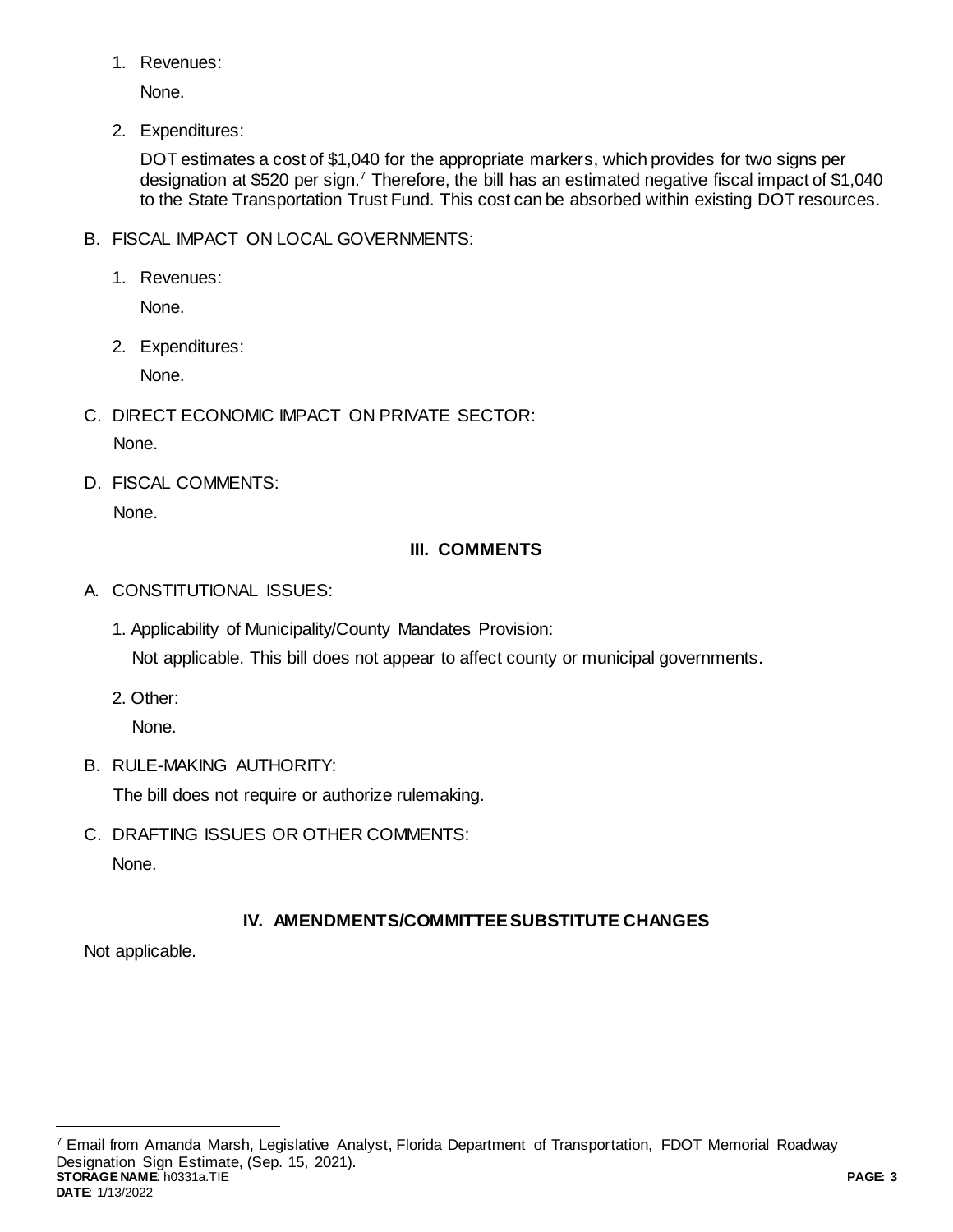1. Revenues:

   None.

2. Expenditures:

   DOT estimates a cost of $1,040 for the appropriate markers, which provides for two signs per designation at $520 per sign.[7] Therefore, the bill has an estimated negative fiscal impact of $1,040 to the State Transportation Trust Fund. This cost can be absorbed within existing DOT resources.

B. FISCAL IMPACT ON LOCAL GOVERNMENTS:

1. Revenues:

   None.

2. Expenditures:

   None.

C. DIRECT ECONOMIC IMPACT ON PRIVATE SECTOR:

None.

D. FISCAL COMMENTS:

None.

## III. COMMENTS

A. CONSTITUTIONAL ISSUES:

1. Applicability of Municipality/County Mandates Provision:

   Not applicable. This bill does not appear to affect county or municipal governments.

2. Other:

   None.

B. RULE-MAKING AUTHORITY:

The bill does not require or authorize rulemaking.

C. DRAFTING ISSUES OR OTHER COMMENTS:

None.

## IV. AMENDMENTS/COMMITTEE SUBSTITUTE CHANGES

Not applicable.

[7] Email from Amanda Marsh, Legislative Analyst, Florida Department of Transportation, FDOT Memorial Roadway Designation Sign Estimate, (Sep. 15, 2021).